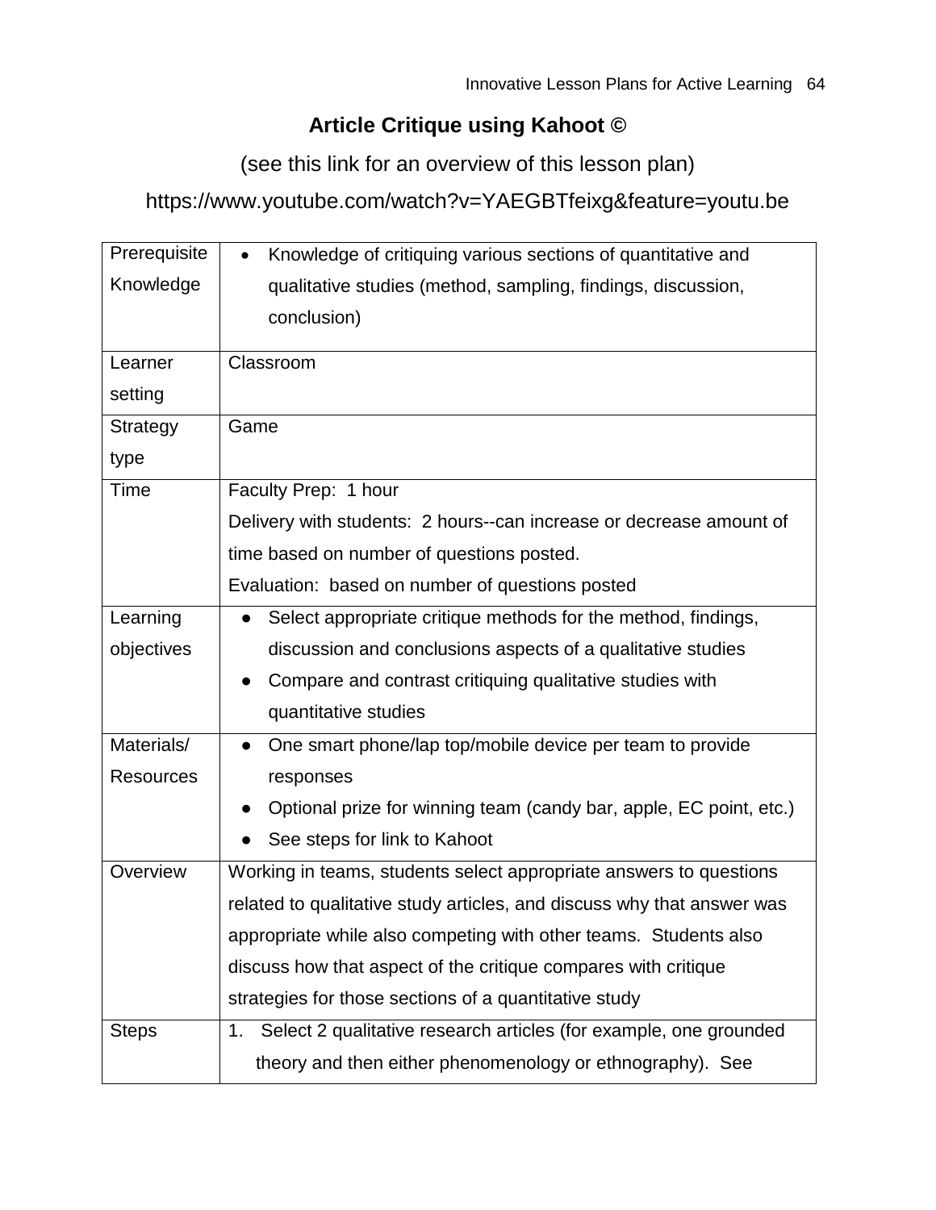# Article Critique using Kahoot ©

(see this link for an overview of this lesson plan)

https://www.youtube.com/watch?v=YAEGBTfeixg&feature=youtu.be

| | |
|---|---|
| Prerequisite Knowledge | • Knowledge of critiquing various sections of quantitative and qualitative studies (method, sampling, findings, discussion, conclusion) |
| Learner setting | Classroom |
| Strategy type | Game |
| Time | Faculty Prep: 1 hour<br>Delivery with students: 2 hours--can increase or decrease amount of time based on number of questions posted.<br>Evaluation: based on number of questions posted |
| Learning objectives | ● Select appropriate critique methods for the method, findings, discussion and conclusions aspects of a qualitative studies<br>● Compare and contrast critiquing qualitative studies with quantitative studies |
| Materials/ Resources | ● One smart phone/lap top/mobile device per team to provide responses<br>● Optional prize for winning team (candy bar, apple, EC point, etc.)<br>● See steps for link to Kahoot |
| Overview | Working in teams, students select appropriate answers to questions related to qualitative study articles, and discuss why that answer was appropriate while also competing with other teams. Students also discuss how that aspect of the critique compares with critique strategies for those sections of a quantitative study |
| Steps | 1. Select 2 qualitative research articles (for example, one grounded theory and then either phenomenology or ethnography). See |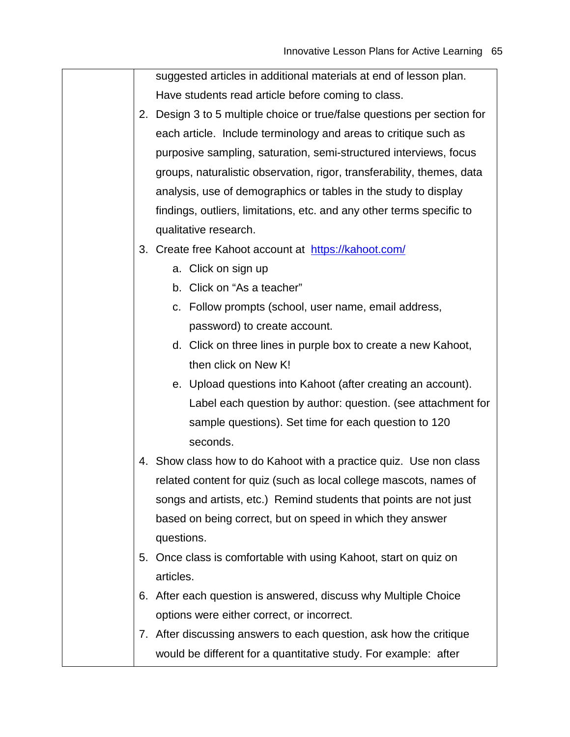| | suggested articles in additional materials at end of lesson plan. Have students read article before coming to class.<br>2. Design 3 to 5 multiple choice or true/false questions per section for each article. Include terminology and areas to critique such as purposive sampling, saturation, semi-structured interviews, focus groups, naturalistic observation, rigor, transferability, themes, data analysis, use of demographics or tables in the study to display findings, outliers, limitations, etc. and any other terms specific to qualitative research.<br>3. Create free Kahoot account at [https://kahoot.com/](https://kahoot.com/)<br>&nbsp;&nbsp;&nbsp;a. Click on sign up<br>&nbsp;&nbsp;&nbsp;b. Click on "As a teacher"<br>&nbsp;&nbsp;&nbsp;c. Follow prompts (school, user name, email address, password) to create account.<br>&nbsp;&nbsp;&nbsp;d. Click on three lines in purple box to create a new Kahoot, then click on New K!<br>&nbsp;&nbsp;&nbsp;e. Upload questions into Kahoot (after creating an account). Label each question by author: question. (see attachment for sample questions). Set time for each question to 120 seconds.<br>4. Show class how to do Kahoot with a practice quiz. Use non class related content for quiz (such as local college mascots, names of songs and artists, etc.) Remind students that points are not just based on being correct, but on speed in which they answer questions.<br>5. Once class is comfortable with using Kahoot, start on quiz on articles.<br>6. After each question is answered, discuss why Multiple Choice options were either correct, or incorrect.<br>7. After discussing answers to each question, ask how the critique would be different for a quantitative study. For example: after |
|---|---|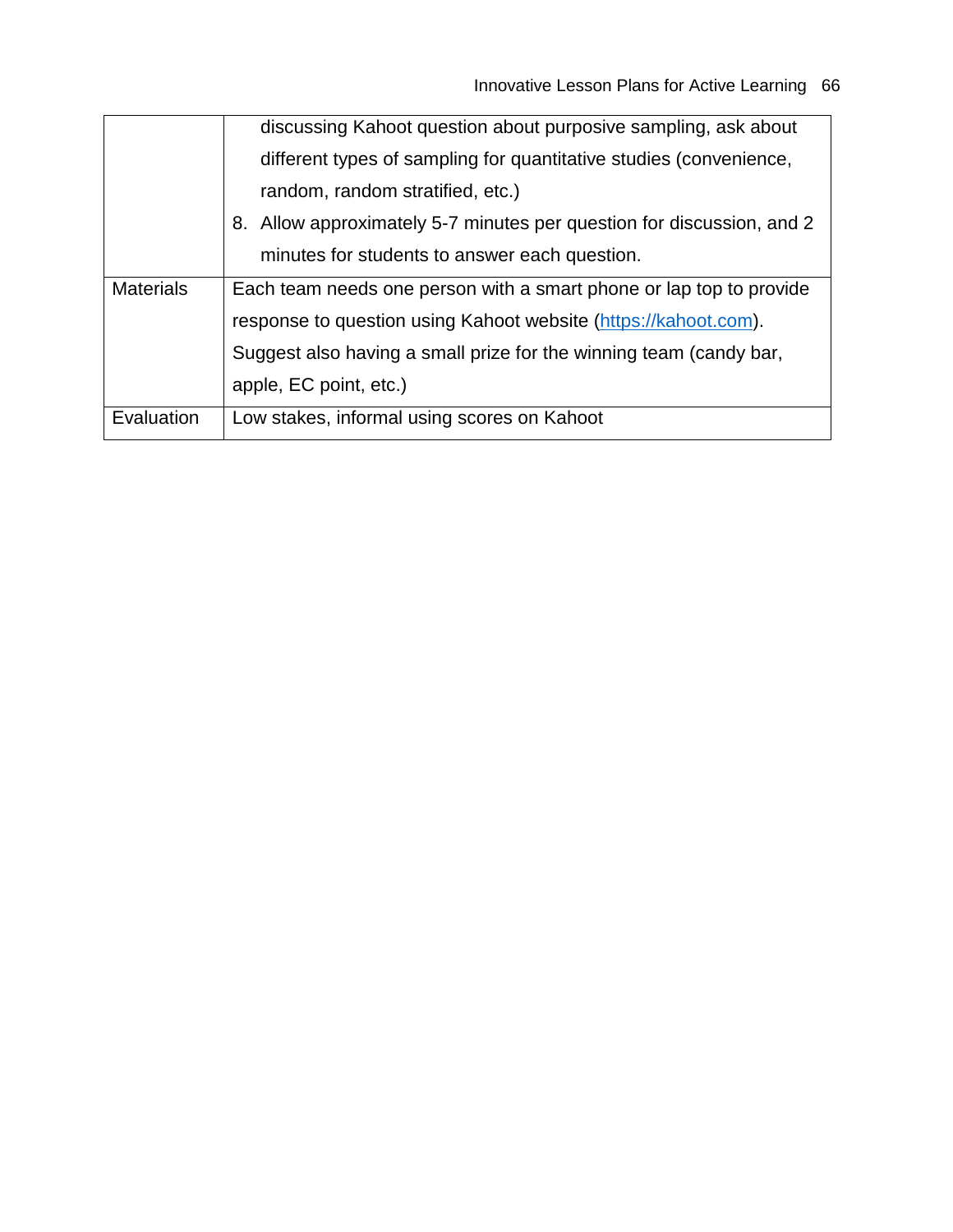| | |
|---|---|
| | discussing Kahoot question about purposive sampling, ask about different types of sampling for quantitative studies (convenience, random, random stratified, etc.)<br>8. Allow approximately 5-7 minutes per question for discussion, and 2 minutes for students to answer each question. |
| Materials | Each team needs one person with a smart phone or lap top to provide response to question using Kahoot website (https://kahoot.com). Suggest also having a small prize for the winning team (candy bar, apple, EC point, etc.) |
| Evaluation | Low stakes, informal using scores on Kahoot |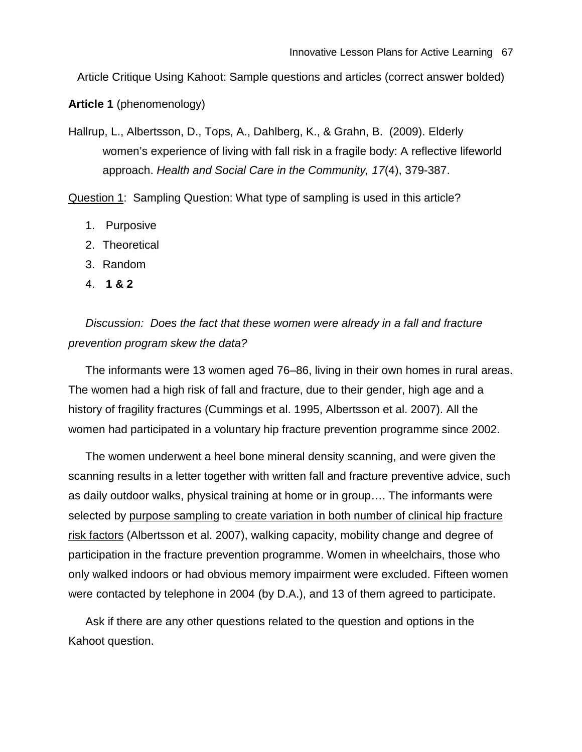Article Critique Using Kahoot: Sample questions and articles (correct answer bolded)

**Article 1** (phenomenology)

Hallrup, L., Albertsson, D., Tops, A., Dahlberg, K., & Grahn, B. (2009). Elderly women's experience of living with fall risk in a fragile body: A reflective lifeworld approach. *Health and Social Care in the Community, 17*(4), 379-387.

<u>Question 1</u>: Sampling Question: What type of sampling is used in this article?

1. Purposive
2. Theoretical
3. Random
4. **1 & 2**

*Discussion: Does the fact that these women were already in a fall and fracture prevention program skew the data?*

The informants were 13 women aged 76–86, living in their own homes in rural areas. The women had a high risk of fall and fracture, due to their gender, high age and a history of fragility fractures (Cummings et al. 1995, Albertsson et al. 2007). All the women had participated in a voluntary hip fracture prevention programme since 2002.

The women underwent a heel bone mineral density scanning, and were given the scanning results in a letter together with written fall and fracture preventive advice, such as daily outdoor walks, physical training at home or in group…. The informants were selected by <u>purpose sampling</u> to <u>create variation in both number of clinical hip fracture risk factors</u> (Albertsson et al. 2007), walking capacity, mobility change and degree of participation in the fracture prevention programme. Women in wheelchairs, those who only walked indoors or had obvious memory impairment were excluded. Fifteen women were contacted by telephone in 2004 (by D.A.), and 13 of them agreed to participate.

Ask if there are any other questions related to the question and options in the Kahoot question.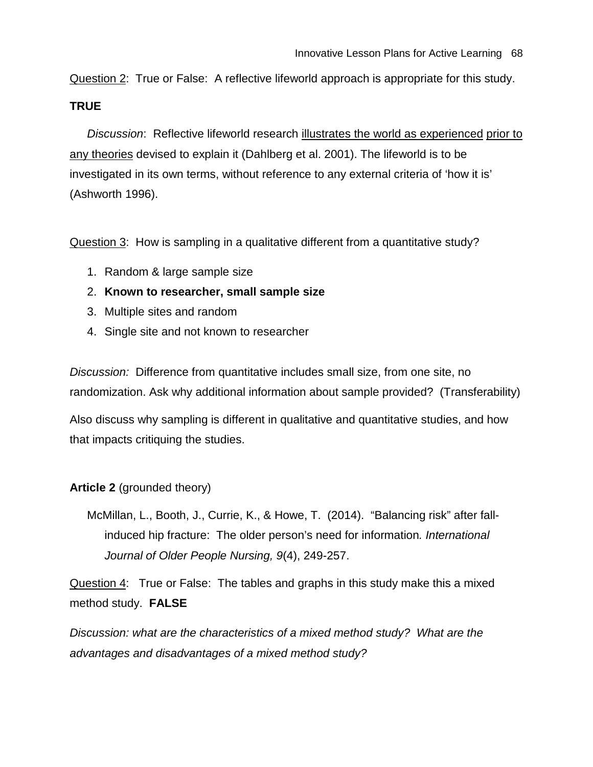Question 2: True or False: A reflective lifeworld approach is appropriate for this study.

**TRUE**

*Discussion*: Reflective lifeworld research illustrates the world as experienced prior to any theories devised to explain it (Dahlberg et al. 2001). The lifeworld is to be investigated in its own terms, without reference to any external criteria of 'how it is' (Ashworth 1996).

Question 3: How is sampling in a qualitative different from a quantitative study?

1. Random & large sample size
2. **Known to researcher, small sample size**
3. Multiple sites and random
4. Single site and not known to researcher

*Discussion:* Difference from quantitative includes small size, from one site, no randomization. Ask why additional information about sample provided? (Transferability)

Also discuss why sampling is different in qualitative and quantitative studies, and how that impacts critiquing the studies.

**Article 2** (grounded theory)

McMillan, L., Booth, J., Currie, K., & Howe, T. (2014). "Balancing risk" after fall-induced hip fracture: The older person's need for information*. International Journal of Older People Nursing, 9*(4), 249-257.

Question 4: True or False: The tables and graphs in this study make this a mixed method study. **FALSE**

*Discussion: what are the characteristics of a mixed method study? What are the advantages and disadvantages of a mixed method study?*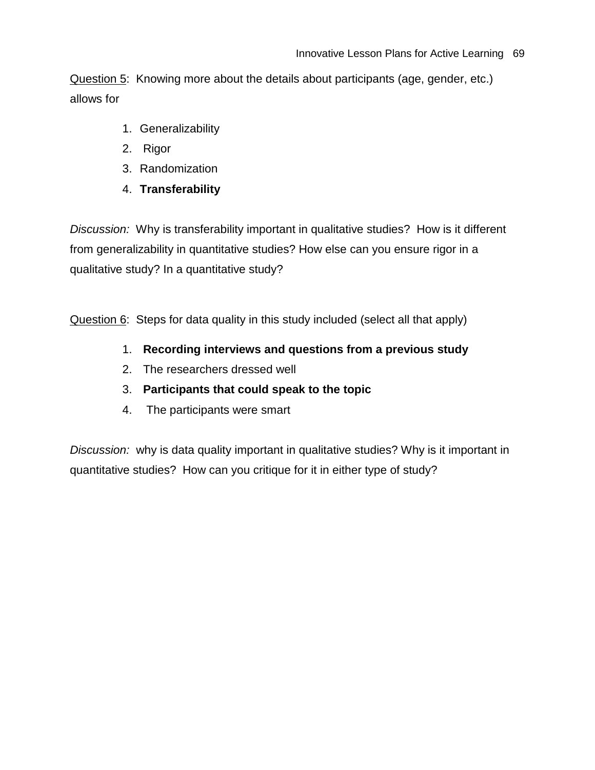<u>Question 5</u>: Knowing more about the details about participants (age, gender, etc.) allows for

1. Generalizability
2. Rigor
3. Randomization
4. **Transferability**

*Discussion:* Why is transferability important in qualitative studies? How is it different from generalizability in quantitative studies? How else can you ensure rigor in a qualitative study? In a quantitative study?

<u>Question 6</u>: Steps for data quality in this study included (select all that apply)

1. **Recording interviews and questions from a previous study**
2. The researchers dressed well
3. **Participants that could speak to the topic**
4. The participants were smart

*Discussion:* why is data quality important in qualitative studies? Why is it important in quantitative studies? How can you critique for it in either type of study?